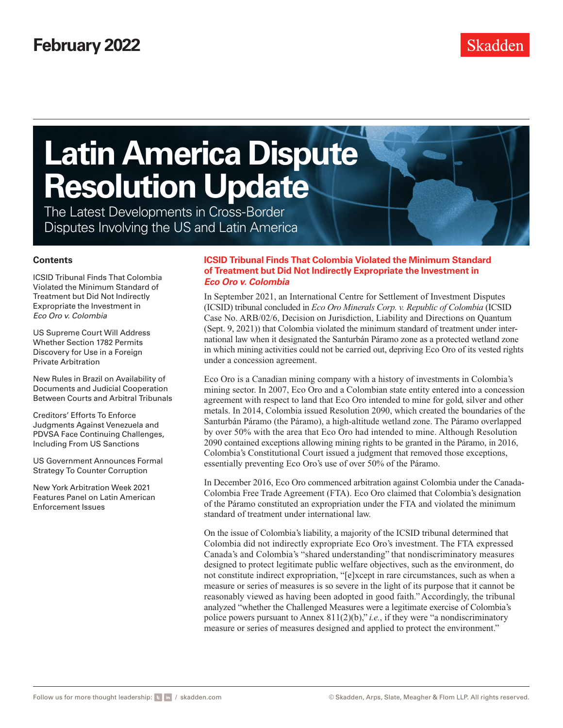February 2022

Skadden

# Latin America Dispute Resolution Update

The Latest Developments in Cross-Border Disputes Involving the US and Latin America

### Contents

ICSID Tribunal Finds That Colombia Violated the Minimum Standard of Treatment but Did Not Indirectly Expropriate the Investment in *Eco Oro v. Colombia*

US Supreme Court Will Address Whether Section 1782 Permits Discovery for Use in a Foreign Private Arbitration

New Rules in Brazil on Availability of Documents and Judicial Cooperation Between Courts and Arbitral Tribunals

Creditors' Efforts To Enforce Judgments Against Venezuela and PDVSA Face Continuing Challenges, Including From US Sanctions

US Government Announces Formal Strategy To Counter Corruption

New York Arbitration Week 2021 Features Panel on Latin American Enforcement Issues

## ICSID Tribunal Finds That Colombia Violated the Minimum Standard of Treatment but Did Not Indirectly Expropriate the Investment in *Eco Oro v. Colombia*

In September 2021, an International Centre for Settlement of Investment Disputes (ICSID) tribunal concluded in *Eco Oro Minerals Corp. v. Republic of Colombia* (ICSID Case No. ARB/02/6, Decision on Jurisdiction, Liability and Directions on Quantum (Sept. 9, 2021)) that Colombia violated the minimum standard of treatment under international law when it designated the Santurbán Páramo zone as a protected wetland zone in which mining activities could not be carried out, depriving Eco Oro of its vested rights under a concession agreement.

Eco Oro is a Canadian mining company with a history of investments in Colombia's mining sector. In 2007, Eco Oro and a Colombian state entity entered into a concession agreement with respect to land that Eco Oro intended to mine for gold, silver and other metals. In 2014, Colombia issued Resolution 2090, which created the boundaries of the Santurbán Páramo (the Páramo), a high-altitude wetland zone. The Páramo overlapped by over 50% with the area that Eco Oro had intended to mine. Although Resolution 2090 contained exceptions allowing mining rights to be granted in the Páramo, in 2016, Colombia's Constitutional Court issued a judgment that removed those exceptions, essentially preventing Eco Oro's use of over 50% of the Páramo.

In December 2016, Eco Oro commenced arbitration against Colombia under the Canada-Colombia Free Trade Agreement (FTA). Eco Oro claimed that Colombia's designation of the Páramo constituted an expropriation under the FTA and violated the minimum standard of treatment under international law.

On the issue of Colombia's liability, a majority of the ICSID tribunal determined that Colombia did not indirectly expropriate Eco Oro's investment. The FTA expressed Canada's and Colombia's "shared understanding" that nondiscriminatory measures designed to protect legitimate public welfare objectives, such as the environment, do not constitute indirect expropriation, "[e]xcept in rare circumstances, such as when a measure or series of measures is so severe in the light of its purpose that it cannot be reasonably viewed as having been adopted in good faith." Accordingly, the tribunal analyzed "whether the Challenged Measures were a legitimate exercise of Colombia's police powers pursuant to Annex 811(2)(b)," *i.e.*, if they were "a nondiscriminatory measure or series of measures designed and applied to protect the environment."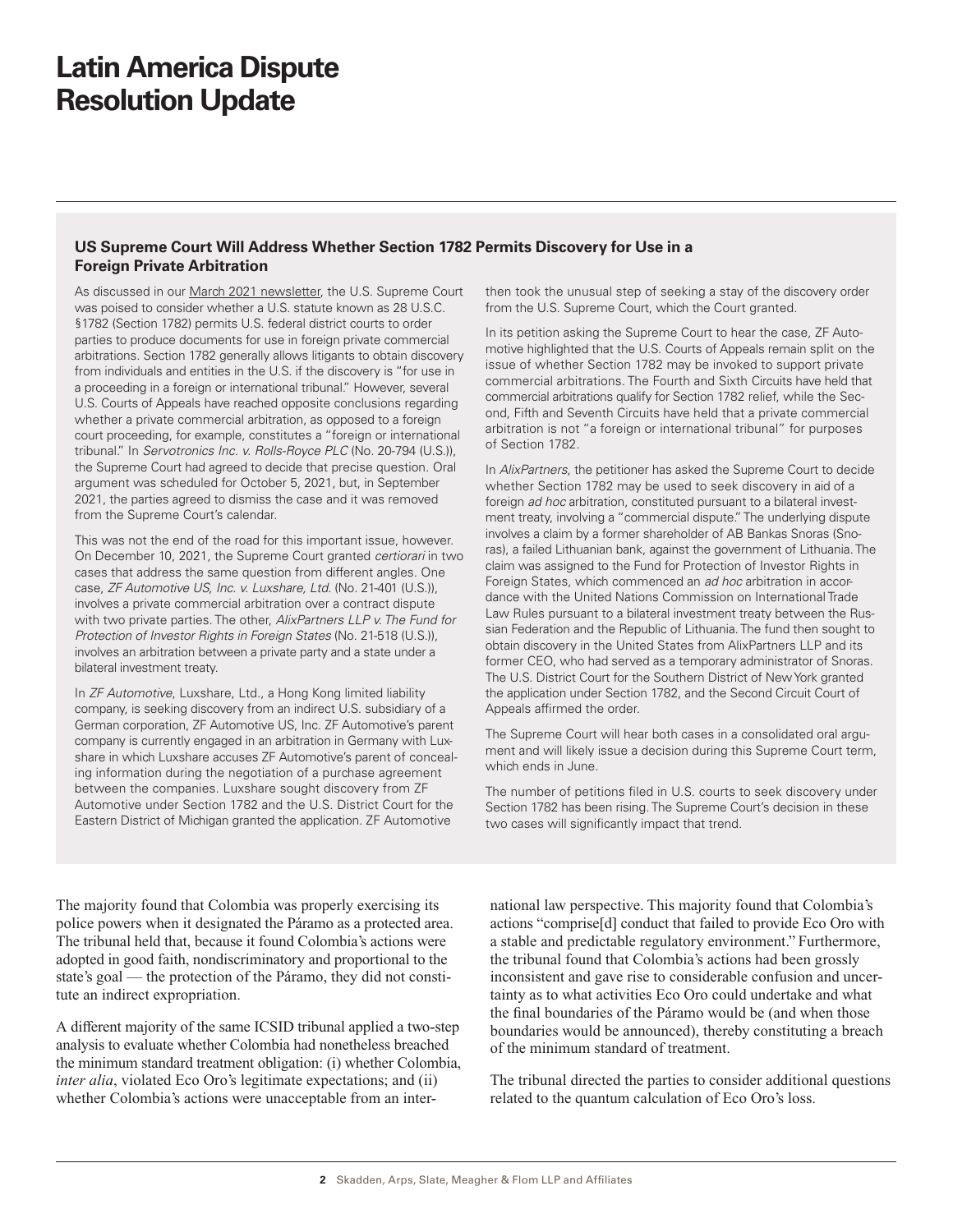# Latin America Dispute Resolution Update

### US Supreme Court Will Address Whether Section 1782 Permits Discovery for Use in a Foreign Private Arbitration

As discussed in our March 2021 newsletter, the U.S. Supreme Court was poised to consider whether a U.S. statute known as 28 U.S.C. §1782 (Section 1782) permits U.S. federal district courts to order parties to produce documents for use in foreign private commercial arbitrations. Section 1782 generally allows litigants to obtain discovery from individuals and entities in the U.S. if the discovery is "for use in a proceeding in a foreign or international tribunal." However, several U.S. Courts of Appeals have reached opposite conclusions regarding whether a private commercial arbitration, as opposed to a foreign court proceeding, for example, constitutes a "foreign or international tribunal." In *Servotronics Inc. v. Rolls-Royce PLC* (No. 20-794 (U.S.)), the Supreme Court had agreed to decide that precise question. Oral argument was scheduled for October 5, 2021, but, in September 2021, the parties agreed to dismiss the case and it was removed from the Supreme Court's calendar.

This was not the end of the road for this important issue, however. On December 10, 2021, the Supreme Court granted *certiorari* in two cases that address the same question from different angles. One case, *ZF Automotive US, Inc. v. Luxshare, Ltd.* (No. 21-401 (U.S.)), involves a private commercial arbitration over a contract dispute with two private parties. The other, *AlixPartners LLP v. The Fund for Protection of Investor Rights in Foreign States* (No. 21-518 (U.S.)), involves an arbitration between a private party and a state under a bilateral investment treaty.

In *ZF Automotive*, Luxshare, Ltd., a Hong Kong limited liability company, is seeking discovery from an indirect U.S. subsidiary of a German corporation, ZF Automotive US, Inc. ZF Automotive's parent company is currently engaged in an arbitration in Germany with Luxshare in which Luxshare accuses ZF Automotive's parent of concealing information during the negotiation of a purchase agreement between the companies. Luxshare sought discovery from ZF Automotive under Section 1782 and the U.S. District Court for the Eastern District of Michigan granted the application. ZF Automotive then took the unusual step of seeking a stay of the discovery order from the U.S. Supreme Court, which the Court granted.

In its petition asking the Supreme Court to hear the case, ZF Automotive highlighted that the U.S. Courts of Appeals remain split on the issue of whether Section 1782 may be invoked to support private commercial arbitrations. The Fourth and Sixth Circuits have held that commercial arbitrations qualify for Section 1782 relief, while the Second, Fifth and Seventh Circuits have held that a private commercial arbitration is not "a foreign or international tribunal" for purposes of Section 1782.

In *AlixPartners*, the petitioner has asked the Supreme Court to decide whether Section 1782 may be used to seek discovery in aid of a foreign *ad hoc* arbitration, constituted pursuant to a bilateral investment treaty, involving a "commercial dispute." The underlying dispute involves a claim by a former shareholder of AB Bankas Snoras (Snoras), a failed Lithuanian bank, against the government of Lithuania. The claim was assigned to the Fund for Protection of Investor Rights in Foreign States, which commenced an *ad hoc* arbitration in accordance with the United Nations Commission on International Trade Law Rules pursuant to a bilateral investment treaty between the Russian Federation and the Republic of Lithuania. The fund then sought to obtain discovery in the United States from AlixPartners LLP and its former CEO, who had served as a temporary administrator of Snoras. The U.S. District Court for the Southern District of New York granted the application under Section 1782, and the Second Circuit Court of Appeals affirmed the order.

The Supreme Court will hear both cases in a consolidated oral argument and will likely issue a decision during this Supreme Court term, which ends in June.

The number of petitions filed in U.S. courts to seek discovery under Section 1782 has been rising. The Supreme Court's decision in these two cases will significantly impact that trend.

---

The majority found that Colombia was properly exercising its police powers when it designated the Páramo as a protected area. The tribunal held that, because it found Colombia's actions were adopted in good faith, nondiscriminatory and proportional to the state's goal — the protection of the Páramo, they did not constitute an indirect expropriation.

A different majority of the same ICSID tribunal applied a two-step analysis to evaluate whether Colombia had nonetheless breached the minimum standard treatment obligation: (i) whether Colombia, *inter alia*, violated Eco Oro's legitimate expectations; and (ii) whether Colombia's actions were unacceptable from an international law perspective. This majority found that Colombia's actions "comprise[d] conduct that failed to provide Eco Oro with a stable and predictable regulatory environment." Furthermore, the tribunal found that Colombia's actions had been grossly inconsistent and gave rise to considerable confusion and uncertainty as to what activities Eco Oro could undertake and what the final boundaries of the Páramo would be (and when those boundaries would be announced), thereby constituting a breach of the minimum standard of treatment.

The tribunal directed the parties to consider additional questions related to the quantum calculation of Eco Oro's loss.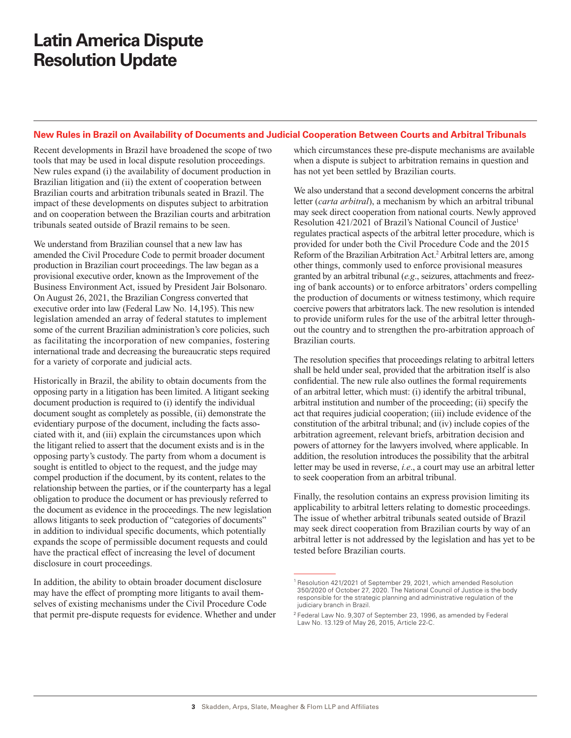# Latin America Dispute Resolution Update

## New Rules in Brazil on Availability of Documents and Judicial Cooperation Between Courts and Arbitral Tribunals

Recent developments in Brazil have broadened the scope of two tools that may be used in local dispute resolution proceedings. New rules expand (i) the availability of document production in Brazilian litigation and (ii) the extent of cooperation between Brazilian courts and arbitration tribunals seated in Brazil. The impact of these developments on disputes subject to arbitration and on cooperation between the Brazilian courts and arbitration tribunals seated outside of Brazil remains to be seen.

We understand from Brazilian counsel that a new law has amended the Civil Procedure Code to permit broader document production in Brazilian court proceedings. The law began as a provisional executive order, known as the Improvement of the Business Environment Act, issued by President Jair Bolsonaro. On August 26, 2021, the Brazilian Congress converted that executive order into law (Federal Law No. 14,195). This new legislation amended an array of federal statutes to implement some of the current Brazilian administration's core policies, such as facilitating the incorporation of new companies, fostering international trade and decreasing the bureaucratic steps required for a variety of corporate and judicial acts.

Historically in Brazil, the ability to obtain documents from the opposing party in a litigation has been limited. A litigant seeking document production is required to (i) identify the individual document sought as completely as possible, (ii) demonstrate the evidentiary purpose of the document, including the facts associated with it, and (iii) explain the circumstances upon which the litigant relied to assert that the document exists and is in the opposing party's custody. The party from whom a document is sought is entitled to object to the request, and the judge may compel production if the document, by its content, relates to the relationship between the parties, or if the counterparty has a legal obligation to produce the document or has previously referred to the document as evidence in the proceedings. The new legislation allows litigants to seek production of "categories of documents" in addition to individual specific documents, which potentially expands the scope of permissible document requests and could have the practical effect of increasing the level of document disclosure in court proceedings.

In addition, the ability to obtain broader document disclosure may have the effect of prompting more litigants to avail themselves of existing mechanisms under the Civil Procedure Code that permit pre-dispute requests for evidence. Whether and under which circumstances these pre-dispute mechanisms are available when a dispute is subject to arbitration remains in question and has not yet been settled by Brazilian courts.

We also understand that a second development concerns the arbitral letter (*carta arbitral*), a mechanism by which an arbitral tribunal may seek direct cooperation from national courts. Newly approved Resolution 421/2021 of Brazil's National Council of Justice[1] regulates practical aspects of the arbitral letter procedure, which is provided for under both the Civil Procedure Code and the 2015 Reform of the Brazilian Arbitration Act.[2] Arbitral letters are, among other things, commonly used to enforce provisional measures granted by an arbitral tribunal (*e.g.*, seizures, attachments and freezing of bank accounts) or to enforce arbitrators' orders compelling the production of documents or witness testimony, which require coercive powers that arbitrators lack. The new resolution is intended to provide uniform rules for the use of the arbitral letter throughout the country and to strengthen the pro-arbitration approach of Brazilian courts.

The resolution specifies that proceedings relating to arbitral letters shall be held under seal, provided that the arbitration itself is also confidential. The new rule also outlines the formal requirements of an arbitral letter, which must: (i) identify the arbitral tribunal, arbitral institution and number of the proceeding; (ii) specify the act that requires judicial cooperation; (iii) include evidence of the constitution of the arbitral tribunal; and (iv) include copies of the arbitration agreement, relevant briefs, arbitration decision and powers of attorney for the lawyers involved, where applicable. In addition, the resolution introduces the possibility that the arbitral letter may be used in reverse, *i.e.*, a court may use an arbitral letter to seek cooperation from an arbitral tribunal.

Finally, the resolution contains an express provision limiting its applicability to arbitral letters relating to domestic proceedings. The issue of whether arbitral tribunals seated outside of Brazil may seek direct cooperation from Brazilian courts by way of an arbitral letter is not addressed by the legislation and has yet to be tested before Brazilian courts.

---

[1] Resolution 421/2021 of September 29, 2021, which amended Resolution 350/2020 of October 27, 2020. The National Council of Justice is the body responsible for the strategic planning and administrative regulation of the judiciary branch in Brazil.

[2] Federal Law No. 9,307 of September 23, 1996, as amended by Federal Law No. 13.129 of May 26, 2015, Article 22-C.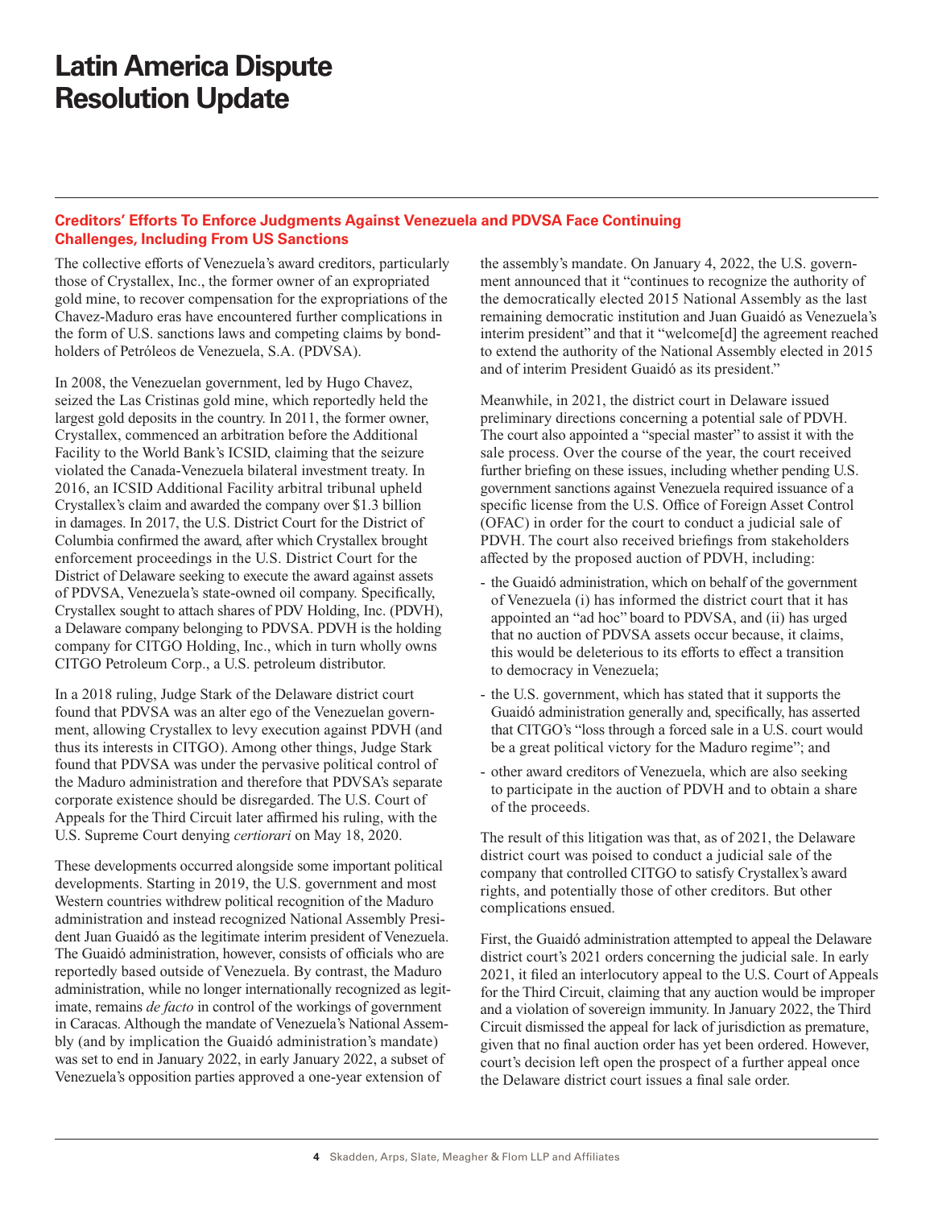# Latin America Dispute Resolution Update

## Creditors' Efforts To Enforce Judgments Against Venezuela and PDVSA Face Continuing Challenges, Including From US Sanctions

The collective efforts of Venezuela's award creditors, particularly those of Crystallex, Inc., the former owner of an expropriated gold mine, to recover compensation for the expropriations of the Chavez-Maduro eras have encountered further complications in the form of U.S. sanctions laws and competing claims by bondholders of Petróleos de Venezuela, S.A. (PDVSA).

In 2008, the Venezuelan government, led by Hugo Chavez, seized the Las Cristinas gold mine, which reportedly held the largest gold deposits in the country. In 2011, the former owner, Crystallex, commenced an arbitration before the Additional Facility to the World Bank's ICSID, claiming that the seizure violated the Canada-Venezuela bilateral investment treaty. In 2016, an ICSID Additional Facility arbitral tribunal upheld Crystallex's claim and awarded the company over \$1.3 billion in damages. In 2017, the U.S. District Court for the District of Columbia confirmed the award, after which Crystallex brought enforcement proceedings in the U.S. District Court for the District of Delaware seeking to execute the award against assets of PDVSA, Venezuela's state-owned oil company. Specifically, Crystallex sought to attach shares of PDV Holding, Inc. (PDVH), a Delaware company belonging to PDVSA. PDVH is the holding company for CITGO Holding, Inc., which in turn wholly owns CITGO Petroleum Corp., a U.S. petroleum distributor.

In a 2018 ruling, Judge Stark of the Delaware district court found that PDVSA was an alter ego of the Venezuelan government, allowing Crystallex to levy execution against PDVH (and thus its interests in CITGO). Among other things, Judge Stark found that PDVSA was under the pervasive political control of the Maduro administration and therefore that PDVSA's separate corporate existence should be disregarded. The U.S. Court of Appeals for the Third Circuit later affirmed his ruling, with the U.S. Supreme Court denying *certiorari* on May 18, 2020.

These developments occurred alongside some important political developments. Starting in 2019, the U.S. government and most Western countries withdrew political recognition of the Maduro administration and instead recognized National Assembly President Juan Guaidó as the legitimate interim president of Venezuela. The Guaidó administration, however, consists of officials who are reportedly based outside of Venezuela. By contrast, the Maduro administration, while no longer internationally recognized as legitimate, remains *de facto* in control of the workings of government in Caracas. Although the mandate of Venezuela's National Assembly (and by implication the Guaidó administration's mandate) was set to end in January 2022, in early January 2022, a subset of Venezuela's opposition parties approved a one-year extension of the assembly's mandate. On January 4, 2022, the U.S. government announced that it "continues to recognize the authority of the democratically elected 2015 National Assembly as the last remaining democratic institution and Juan Guaidó as Venezuela's interim president" and that it "welcome[d] the agreement reached to extend the authority of the National Assembly elected in 2015 and of interim President Guaidó as its president."

Meanwhile, in 2021, the district court in Delaware issued preliminary directions concerning a potential sale of PDVH. The court also appointed a "special master" to assist it with the sale process. Over the course of the year, the court received further briefing on these issues, including whether pending U.S. government sanctions against Venezuela required issuance of a specific license from the U.S. Office of Foreign Asset Control (OFAC) in order for the court to conduct a judicial sale of PDVH. The court also received briefings from stakeholders affected by the proposed auction of PDVH, including:

- the Guaidó administration, which on behalf of the government of Venezuela (i) has informed the district court that it has appointed an "ad hoc" board to PDVSA, and (ii) has urged that no auction of PDVSA assets occur because, it claims, this would be deleterious to its efforts to effect a transition to democracy in Venezuela;
- the U.S. government, which has stated that it supports the Guaidó administration generally and, specifically, has asserted that CITGO's "loss through a forced sale in a U.S. court would be a great political victory for the Maduro regime"; and
- other award creditors of Venezuela, which are also seeking to participate in the auction of PDVH and to obtain a share of the proceeds.

The result of this litigation was that, as of 2021, the Delaware district court was poised to conduct a judicial sale of the company that controlled CITGO to satisfy Crystallex's award rights, and potentially those of other creditors. But other complications ensued.

First, the Guaidó administration attempted to appeal the Delaware district court's 2021 orders concerning the judicial sale. In early 2021, it filed an interlocutory appeal to the U.S. Court of Appeals for the Third Circuit, claiming that any auction would be improper and a violation of sovereign immunity. In January 2022, the Third Circuit dismissed the appeal for lack of jurisdiction as premature, given that no final auction order has yet been ordered. However, court's decision left open the prospect of a further appeal once the Delaware district court issues a final sale order.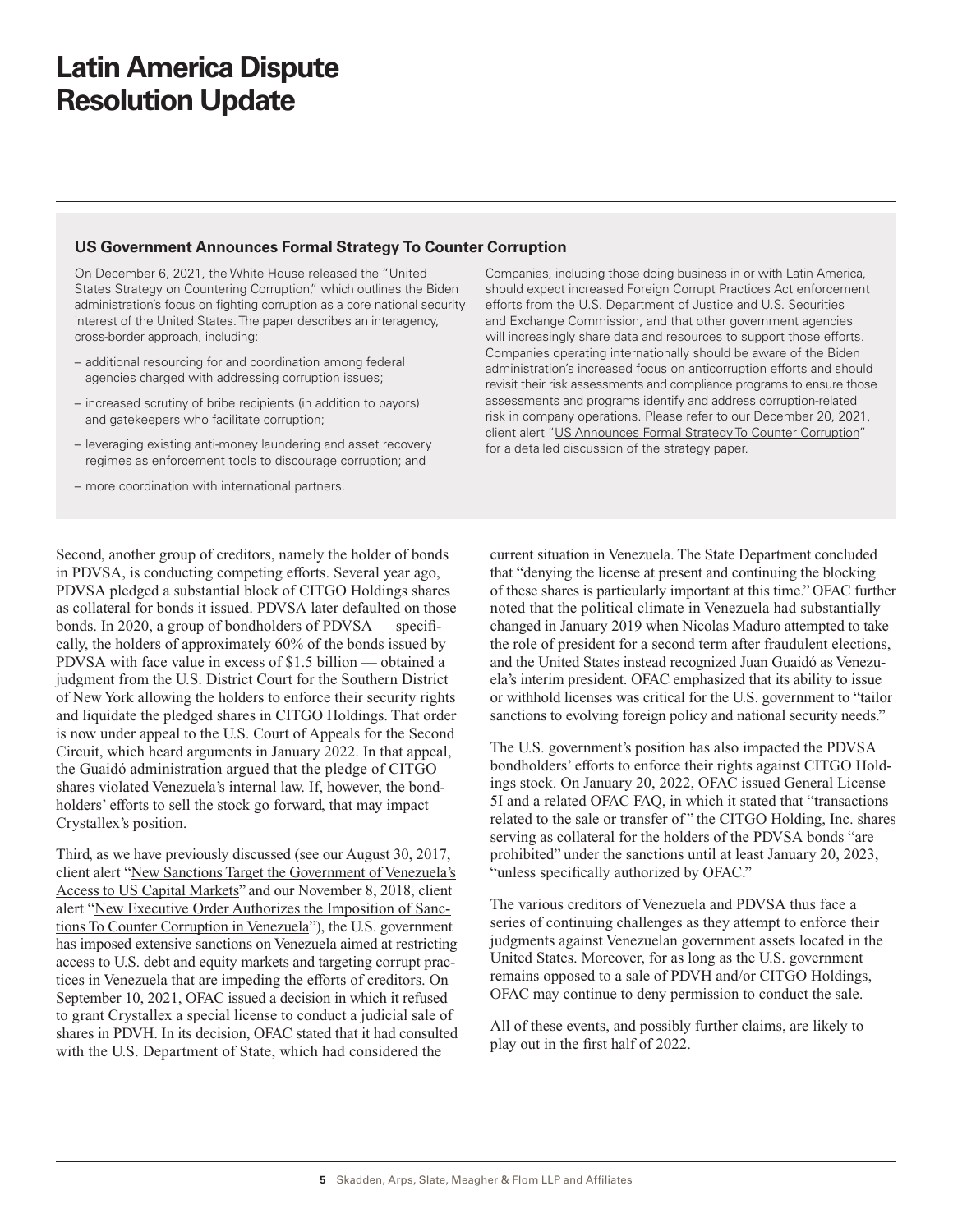# Latin America Dispute Resolution Update

### US Government Announces Formal Strategy To Counter Corruption

On December 6, 2021, the White House released the "United States Strategy on Countering Corruption," which outlines the Biden administration's focus on fighting corruption as a core national security interest of the United States. The paper describes an interagency, cross-border approach, including:

- additional resourcing for and coordination among federal agencies charged with addressing corruption issues;
- increased scrutiny of bribe recipients (in addition to payors) and gatekeepers who facilitate corruption;
- leveraging existing anti-money laundering and asset recovery regimes as enforcement tools to discourage corruption; and
- more coordination with international partners.

Companies, including those doing business in or with Latin America, should expect increased Foreign Corrupt Practices Act enforcement efforts from the U.S. Department of Justice and U.S. Securities and Exchange Commission, and that other government agencies will increasingly share data and resources to support those efforts. Companies operating internationally should be aware of the Biden administration's increased focus on anticorruption efforts and should revisit their risk assessments and compliance programs to ensure those assessments and programs identify and address corruption-related risk in company operations. Please refer to our December 20, 2021, client alert "US Announces Formal Strategy To Counter Corruption" for a detailed discussion of the strategy paper.

Second, another group of creditors, namely the holder of bonds in PDVSA, is conducting competing efforts. Several year ago, PDVSA pledged a substantial block of CITGO Holdings shares as collateral for bonds it issued. PDVSA later defaulted on those bonds. In 2020, a group of bondholders of PDVSA — specifically, the holders of approximately 60% of the bonds issued by PDVSA with face value in excess of $1.5 billion — obtained a judgment from the U.S. District Court for the Southern District of New York allowing the holders to enforce their security rights and liquidate the pledged shares in CITGO Holdings. That order is now under appeal to the U.S. Court of Appeals for the Second Circuit, which heard arguments in January 2022. In that appeal, the Guaidó administration argued that the pledge of CITGO shares violated Venezuela's internal law. If, however, the bondholders' efforts to sell the stock go forward, that may impact Crystallex's position.

Third, as we have previously discussed (see our August 30, 2017, client alert "New Sanctions Target the Government of Venezuela's Access to US Capital Markets" and our November 8, 2018, client alert "New Executive Order Authorizes the Imposition of Sanctions To Counter Corruption in Venezuela"), the U.S. government has imposed extensive sanctions on Venezuela aimed at restricting access to U.S. debt and equity markets and targeting corrupt practices in Venezuela that are impeding the efforts of creditors. On September 10, 2021, OFAC issued a decision in which it refused to grant Crystallex a special license to conduct a judicial sale of shares in PDVH. In its decision, OFAC stated that it had consulted with the U.S. Department of State, which had considered the current situation in Venezuela. The State Department concluded that "denying the license at present and continuing the blocking of these shares is particularly important at this time." OFAC further noted that the political climate in Venezuela had substantially changed in January 2019 when Nicolas Maduro attempted to take the role of president for a second term after fraudulent elections, and the United States instead recognized Juan Guaidó as Venezuela's interim president. OFAC emphasized that its ability to issue or withhold licenses was critical for the U.S. government to "tailor sanctions to evolving foreign policy and national security needs."

The U.S. government's position has also impacted the PDVSA bondholders' efforts to enforce their rights against CITGO Holdings stock. On January 20, 2022, OFAC issued General License 5I and a related OFAC FAQ, in which it stated that "transactions related to the sale or transfer of" the CITGO Holding, Inc. shares serving as collateral for the holders of the PDVSA bonds "are prohibited" under the sanctions until at least January 20, 2023, "unless specifically authorized by OFAC."

The various creditors of Venezuela and PDVSA thus face a series of continuing challenges as they attempt to enforce their judgments against Venezuelan government assets located in the United States. Moreover, for as long as the U.S. government remains opposed to a sale of PDVH and/or CITGO Holdings, OFAC may continue to deny permission to conduct the sale.

All of these events, and possibly further claims, are likely to play out in the first half of 2022.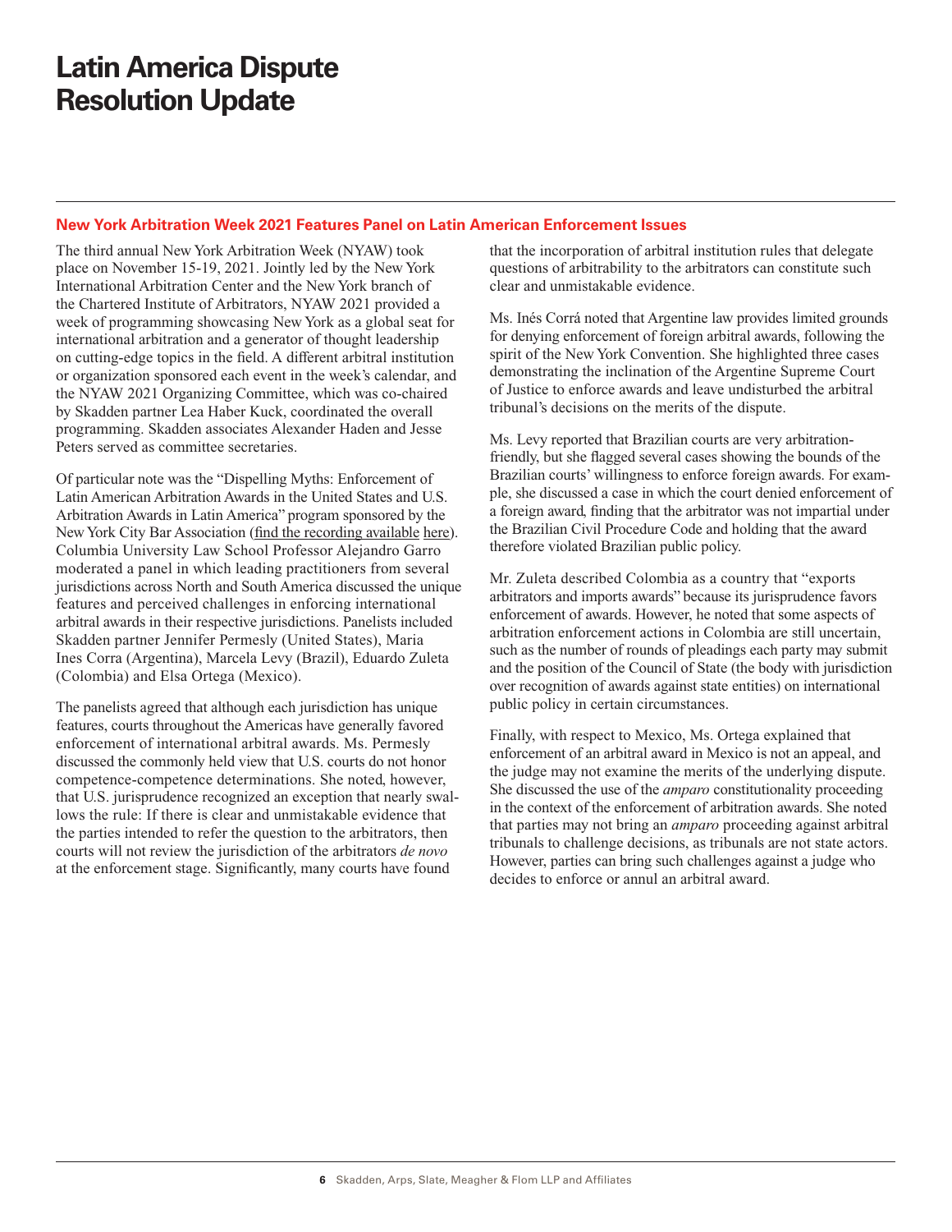# Latin America Dispute Resolution Update

## New York Arbitration Week 2021 Features Panel on Latin American Enforcement Issues

The third annual New York Arbitration Week (NYAW) took place on November 15-19, 2021. Jointly led by the New York International Arbitration Center and the New York branch of the Chartered Institute of Arbitrators, NYAW 2021 provided a week of programming showcasing New York as a global seat for international arbitration and a generator of thought leadership on cutting-edge topics in the field. A different arbitral institution or organization sponsored each event in the week's calendar, and the NYAW 2021 Organizing Committee, which was co-chaired by Skadden partner Lea Haber Kuck, coordinated the overall programming. Skadden associates Alexander Haden and Jesse Peters served as committee secretaries.

Of particular note was the "Dispelling Myths: Enforcement of Latin American Arbitration Awards in the United States and U.S. Arbitration Awards in Latin America" program sponsored by the New York City Bar Association (find the recording available here). Columbia University Law School Professor Alejandro Garro moderated a panel in which leading practitioners from several jurisdictions across North and South America discussed the unique features and perceived challenges in enforcing international arbitral awards in their respective jurisdictions. Panelists included Skadden partner Jennifer Permesly (United States), Maria Ines Corra (Argentina), Marcela Levy (Brazil), Eduardo Zuleta (Colombia) and Elsa Ortega (Mexico).

The panelists agreed that although each jurisdiction has unique features, courts throughout the Americas have generally favored enforcement of international arbitral awards. Ms. Permesly discussed the commonly held view that U.S. courts do not honor competence-competence determinations. She noted, however, that U.S. jurisprudence recognized an exception that nearly swallows the rule: If there is clear and unmistakable evidence that the parties intended to refer the question to the arbitrators, then courts will not review the jurisdiction of the arbitrators *de novo* at the enforcement stage. Significantly, many courts have found that the incorporation of arbitral institution rules that delegate questions of arbitrability to the arbitrators can constitute such clear and unmistakable evidence.

Ms. Inés Corrá noted that Argentine law provides limited grounds for denying enforcement of foreign arbitral awards, following the spirit of the New York Convention. She highlighted three cases demonstrating the inclination of the Argentine Supreme Court of Justice to enforce awards and leave undisturbed the arbitral tribunal's decisions on the merits of the dispute.

Ms. Levy reported that Brazilian courts are very arbitration-friendly, but she flagged several cases showing the bounds of the Brazilian courts' willingness to enforce foreign awards. For example, she discussed a case in which the court denied enforcement of a foreign award, finding that the arbitrator was not impartial under the Brazilian Civil Procedure Code and holding that the award therefore violated Brazilian public policy.

Mr. Zuleta described Colombia as a country that "exports arbitrators and imports awards" because its jurisprudence favors enforcement of awards. However, he noted that some aspects of arbitration enforcement actions in Colombia are still uncertain, such as the number of rounds of pleadings each party may submit and the position of the Council of State (the body with jurisdiction over recognition of awards against state entities) on international public policy in certain circumstances.

Finally, with respect to Mexico, Ms. Ortega explained that enforcement of an arbitral award in Mexico is not an appeal, and the judge may not examine the merits of the underlying dispute. She discussed the use of the *amparo* constitutionality proceeding in the context of the enforcement of arbitration awards. She noted that parties may not bring an *amparo* proceeding against arbitral tribunals to challenge decisions, as tribunals are not state actors. However, parties can bring such challenges against a judge who decides to enforce or annul an arbitral award.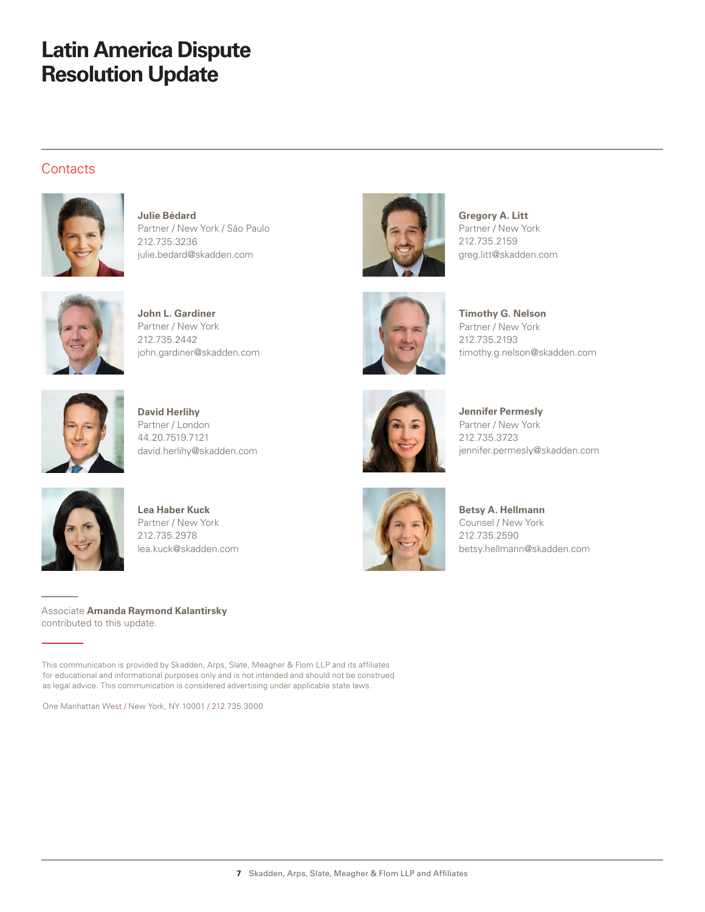# Latin America Dispute Resolution Update

## Contacts

**Julie Bédard**
Partner / New York / São Paulo
212.735.3236
julie.bedard@skadden.com

**Gregory A. Litt**
Partner / New York
212.735.2159
greg.litt@skadden.com

**John L. Gardiner**
Partner / New York
212.735.2442
john.gardiner@skadden.com

**Timothy G. Nelson**
Partner / New York
212.735.2193
timothy.g.nelson@skadden.com

**David Herlihy**
Partner / London
44.20.7519.7121
david.herlihy@skadden.com

**Jennifer Permesly**
Partner / New York
212.735.3723
jennifer.permesly@skadden.com

**Lea Haber Kuck**
Partner / New York
212.735.2978
lea.kuck@skadden.com

**Betsy A. Hellmann**
Counsel / New York
212.735.2590
betsy.hellmann@skadden.com

Associate **Amanda Raymond Kalantirsky** contributed to this update.

This communication is provided by Skadden, Arps, Slate, Meagher & Flom LLP and its affiliates for educational and informational purposes only and is not intended and should not be construed as legal advice. This communication is considered advertising under applicable state laws.

One Manhattan West / New York, NY 10001 / 212.735.3000